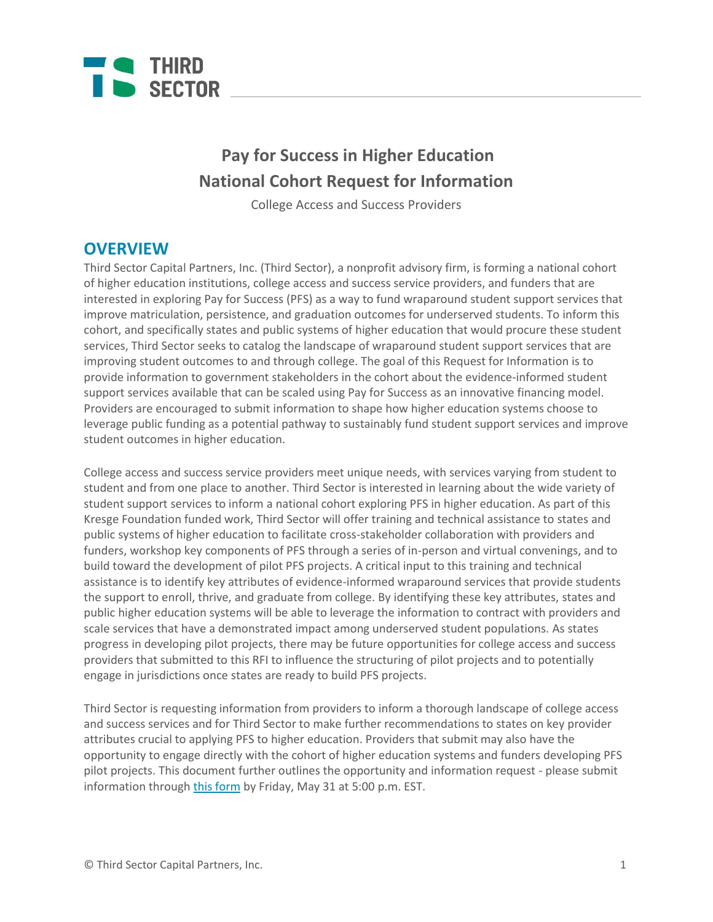# Pay for Success in Higher Education
# National Cohort Request for Information

College Access and Success Providers

## OVERVIEW

Third Sector Capital Partners, Inc. (Third Sector), a nonprofit advisory firm, is forming a national cohort of higher education institutions, college access and success service providers, and funders that are interested in exploring Pay for Success (PFS) as a way to fund wraparound student support services that improve matriculation, persistence, and graduation outcomes for underserved students. To inform this cohort, and specifically states and public systems of higher education that would procure these student services, Third Sector seeks to catalog the landscape of wraparound student support services that are improving student outcomes to and through college. The goal of this Request for Information is to provide information to government stakeholders in the cohort about the evidence-informed student support services available that can be scaled using Pay for Success as an innovative financing model. Providers are encouraged to submit information to shape how higher education systems choose to leverage public funding as a potential pathway to sustainably fund student support services and improve student outcomes in higher education.

College access and success service providers meet unique needs, with services varying from student to student and from one place to another. Third Sector is interested in learning about the wide variety of student support services to inform a national cohort exploring PFS in higher education. As part of this Kresge Foundation funded work, Third Sector will offer training and technical assistance to states and public systems of higher education to facilitate cross-stakeholder collaboration with providers and funders, workshop key components of PFS through a series of in-person and virtual convenings, and to build toward the development of pilot PFS projects. A critical input to this training and technical assistance is to identify key attributes of evidence-informed wraparound services that provide students the support to enroll, thrive, and graduate from college. By identifying these key attributes, states and public higher education systems will be able to leverage the information to contract with providers and scale services that have a demonstrated impact among underserved student populations. As states progress in developing pilot projects, there may be future opportunities for college access and success providers that submitted to this RFI to influence the structuring of pilot projects and to potentially engage in jurisdictions once states are ready to build PFS projects.

Third Sector is requesting information from providers to inform a thorough landscape of college access and success services and for Third Sector to make further recommendations to states on key provider attributes crucial to applying PFS to higher education. Providers that submit may also have the opportunity to engage directly with the cohort of higher education systems and funders developing PFS pilot projects. This document further outlines the opportunity and information request - please submit information through this form by Friday, May 31 at 5:00 p.m. EST.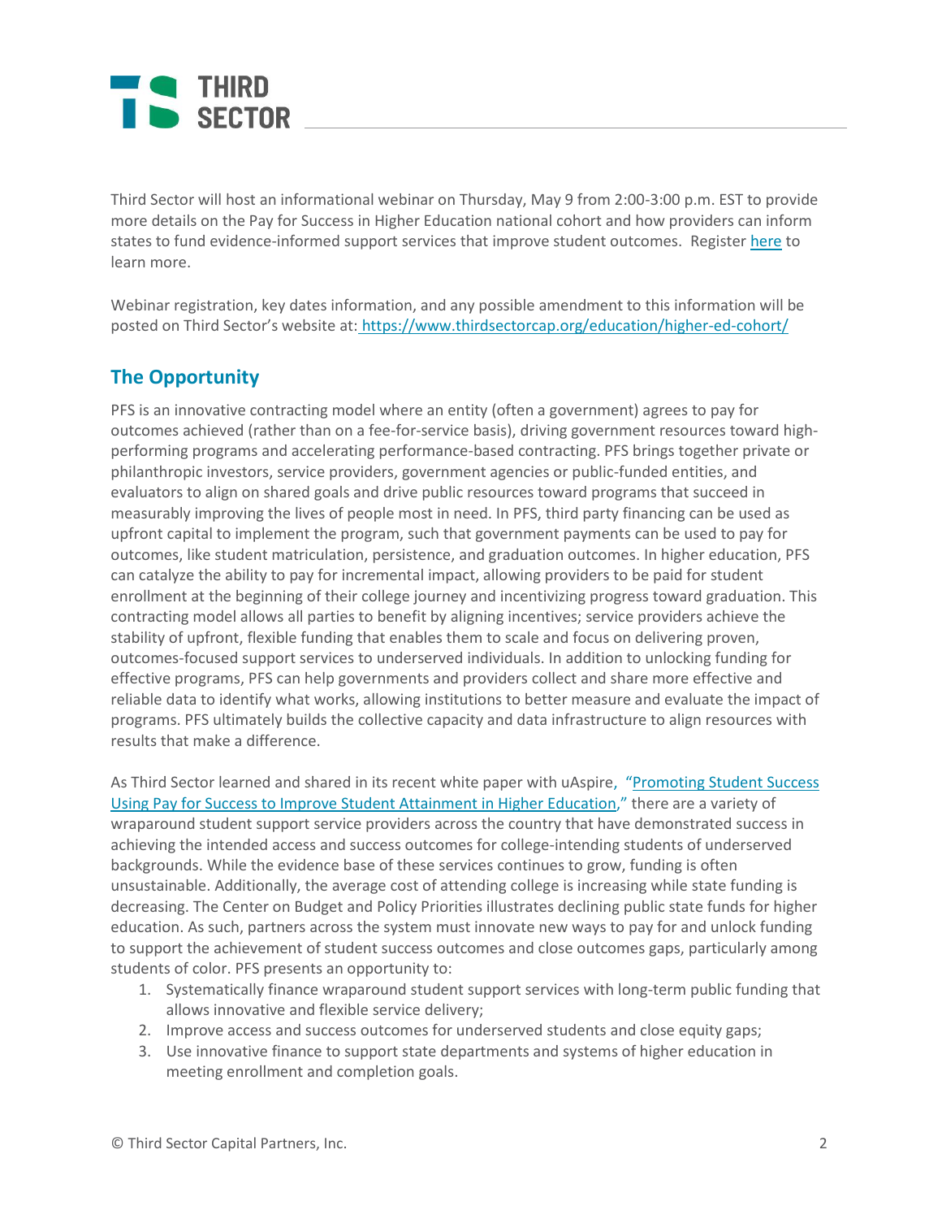Third Sector will host an informational webinar on Thursday, May 9 from 2:00-3:00 p.m. EST to provide more details on the Pay for Success in Higher Education national cohort and how providers can inform states to fund evidence-informed support services that improve student outcomes. Register here to learn more.

Webinar registration, key dates information, and any possible amendment to this information will be posted on Third Sector's website at: https://www.thirdsectorcap.org/education/higher-ed-cohort/

## The Opportunity

PFS is an innovative contracting model where an entity (often a government) agrees to pay for outcomes achieved (rather than on a fee-for-service basis), driving government resources toward high-performing programs and accelerating performance-based contracting. PFS brings together private or philanthropic investors, service providers, government agencies or public-funded entities, and evaluators to align on shared goals and drive public resources toward programs that succeed in measurably improving the lives of people most in need. In PFS, third party financing can be used as upfront capital to implement the program, such that government payments can be used to pay for outcomes, like student matriculation, persistence, and graduation outcomes. In higher education, PFS can catalyze the ability to pay for incremental impact, allowing providers to be paid for student enrollment at the beginning of their college journey and incentivizing progress toward graduation. This contracting model allows all parties to benefit by aligning incentives; service providers achieve the stability of upfront, flexible funding that enables them to scale and focus on delivering proven, outcomes-focused support services to underserved individuals. In addition to unlocking funding for effective programs, PFS can help governments and providers collect and share more effective and reliable data to identify what works, allowing institutions to better measure and evaluate the impact of programs. PFS ultimately builds the collective capacity and data infrastructure to align resources with results that make a difference.

As Third Sector learned and shared in its recent white paper with uAspire, "Promoting Student Success Using Pay for Success to Improve Student Attainment in Higher Education," there are a variety of wraparound student support service providers across the country that have demonstrated success in achieving the intended access and success outcomes for college-intending students of underserved backgrounds. While the evidence base of these services continues to grow, funding is often unsustainable. Additionally, the average cost of attending college is increasing while state funding is decreasing. The Center on Budget and Policy Priorities illustrates declining public state funds for higher education. As such, partners across the system must innovate new ways to pay for and unlock funding to support the achievement of student success outcomes and close outcomes gaps, particularly among students of color. PFS presents an opportunity to:

1. Systematically finance wraparound student support services with long-term public funding that allows innovative and flexible service delivery;
2. Improve access and success outcomes for underserved students and close equity gaps;
3. Use innovative finance to support state departments and systems of higher education in meeting enrollment and completion goals.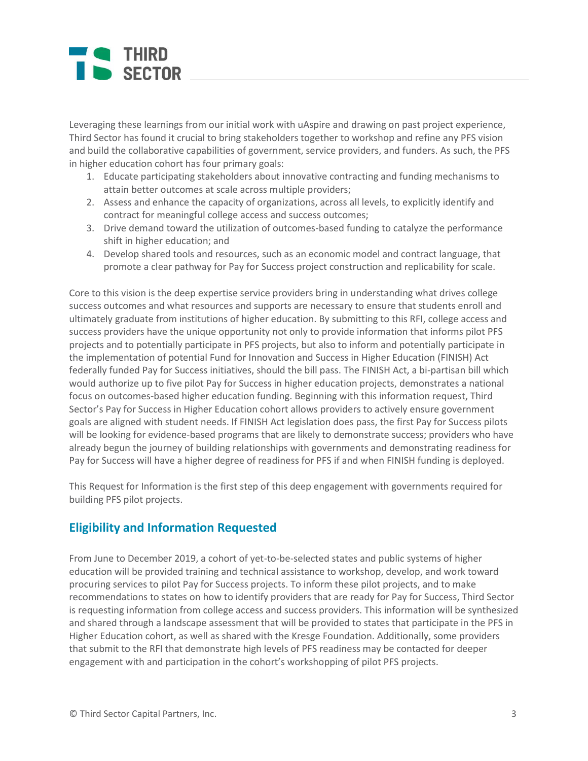Leveraging these learnings from our initial work with uAspire and drawing on past project experience, Third Sector has found it crucial to bring stakeholders together to workshop and refine any PFS vision and build the collaborative capabilities of government, service providers, and funders. As such, the PFS in higher education cohort has four primary goals:

1. Educate participating stakeholders about innovative contracting and funding mechanisms to attain better outcomes at scale across multiple providers;
2. Assess and enhance the capacity of organizations, across all levels, to explicitly identify and contract for meaningful college access and success outcomes;
3. Drive demand toward the utilization of outcomes-based funding to catalyze the performance shift in higher education; and
4. Develop shared tools and resources, such as an economic model and contract language, that promote a clear pathway for Pay for Success project construction and replicability for scale.

Core to this vision is the deep expertise service providers bring in understanding what drives college success outcomes and what resources and supports are necessary to ensure that students enroll and ultimately graduate from institutions of higher education. By submitting to this RFI, college access and success providers have the unique opportunity not only to provide information that informs pilot PFS projects and to potentially participate in PFS projects, but also to inform and potentially participate in the implementation of potential Fund for Innovation and Success in Higher Education (FINISH) Act federally funded Pay for Success initiatives, should the bill pass. The FINISH Act, a bi-partisan bill which would authorize up to five pilot Pay for Success in higher education projects, demonstrates a national focus on outcomes-based higher education funding. Beginning with this information request, Third Sector's Pay for Success in Higher Education cohort allows providers to actively ensure government goals are aligned with student needs. If FINISH Act legislation does pass, the first Pay for Success pilots will be looking for evidence-based programs that are likely to demonstrate success; providers who have already begun the journey of building relationships with governments and demonstrating readiness for Pay for Success will have a higher degree of readiness for PFS if and when FINISH funding is deployed.

This Request for Information is the first step of this deep engagement with governments required for building PFS pilot projects.

## Eligibility and Information Requested

From June to December 2019, a cohort of yet-to-be-selected states and public systems of higher education will be provided training and technical assistance to workshop, develop, and work toward procuring services to pilot Pay for Success projects. To inform these pilot projects, and to make recommendations to states on how to identify providers that are ready for Pay for Success, Third Sector is requesting information from college access and success providers. This information will be synthesized and shared through a landscape assessment that will be provided to states that participate in the PFS in Higher Education cohort, as well as shared with the Kresge Foundation. Additionally, some providers that submit to the RFI that demonstrate high levels of PFS readiness may be contacted for deeper engagement with and participation in the cohort's workshopping of pilot PFS projects.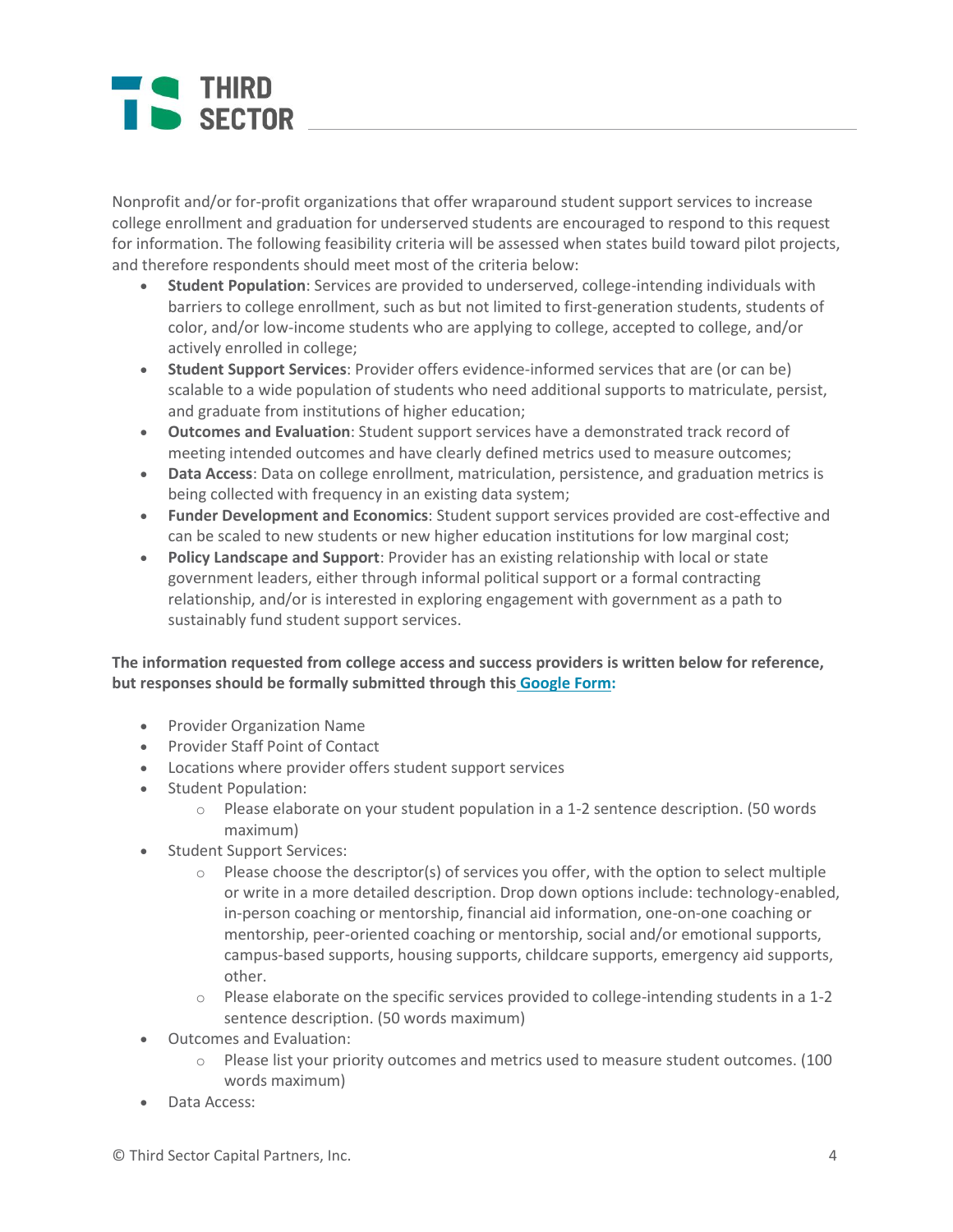Nonprofit and/or for-profit organizations that offer wraparound student support services to increase college enrollment and graduation for underserved students are encouraged to respond to this request for information. The following feasibility criteria will be assessed when states build toward pilot projects, and therefore respondents should meet most of the criteria below:

- **Student Population**: Services are provided to underserved, college-intending individuals with barriers to college enrollment, such as but not limited to first-generation students, students of color, and/or low-income students who are applying to college, accepted to college, and/or actively enrolled in college;
- **Student Support Services**: Provider offers evidence-informed services that are (or can be) scalable to a wide population of students who need additional supports to matriculate, persist, and graduate from institutions of higher education;
- **Outcomes and Evaluation**: Student support services have a demonstrated track record of meeting intended outcomes and have clearly defined metrics used to measure outcomes;
- **Data Access**: Data on college enrollment, matriculation, persistence, and graduation metrics is being collected with frequency in an existing data system;
- **Funder Development and Economics**: Student support services provided are cost-effective and can be scaled to new students or new higher education institutions for low marginal cost;
- **Policy Landscape and Support**: Provider has an existing relationship with local or state government leaders, either through informal political support or a formal contracting relationship, and/or is interested in exploring engagement with government as a path to sustainably fund student support services.

**The information requested from college access and success providers is written below for reference, but responses should be formally submitted through this Google Form:**

- Provider Organization Name
- Provider Staff Point of Contact
- Locations where provider offers student support services
- Student Population:
  - Please elaborate on your student population in a 1-2 sentence description. (50 words maximum)
- Student Support Services:
  - Please choose the descriptor(s) of services you offer, with the option to select multiple or write in a more detailed description. Drop down options include: technology-enabled, in-person coaching or mentorship, financial aid information, one-on-one coaching or mentorship, peer-oriented coaching or mentorship, social and/or emotional supports, campus-based supports, housing supports, childcare supports, emergency aid supports, other.
  - Please elaborate on the specific services provided to college-intending students in a 1-2 sentence description. (50 words maximum)
- Outcomes and Evaluation:
  - Please list your priority outcomes and metrics used to measure student outcomes. (100 words maximum)
- Data Access: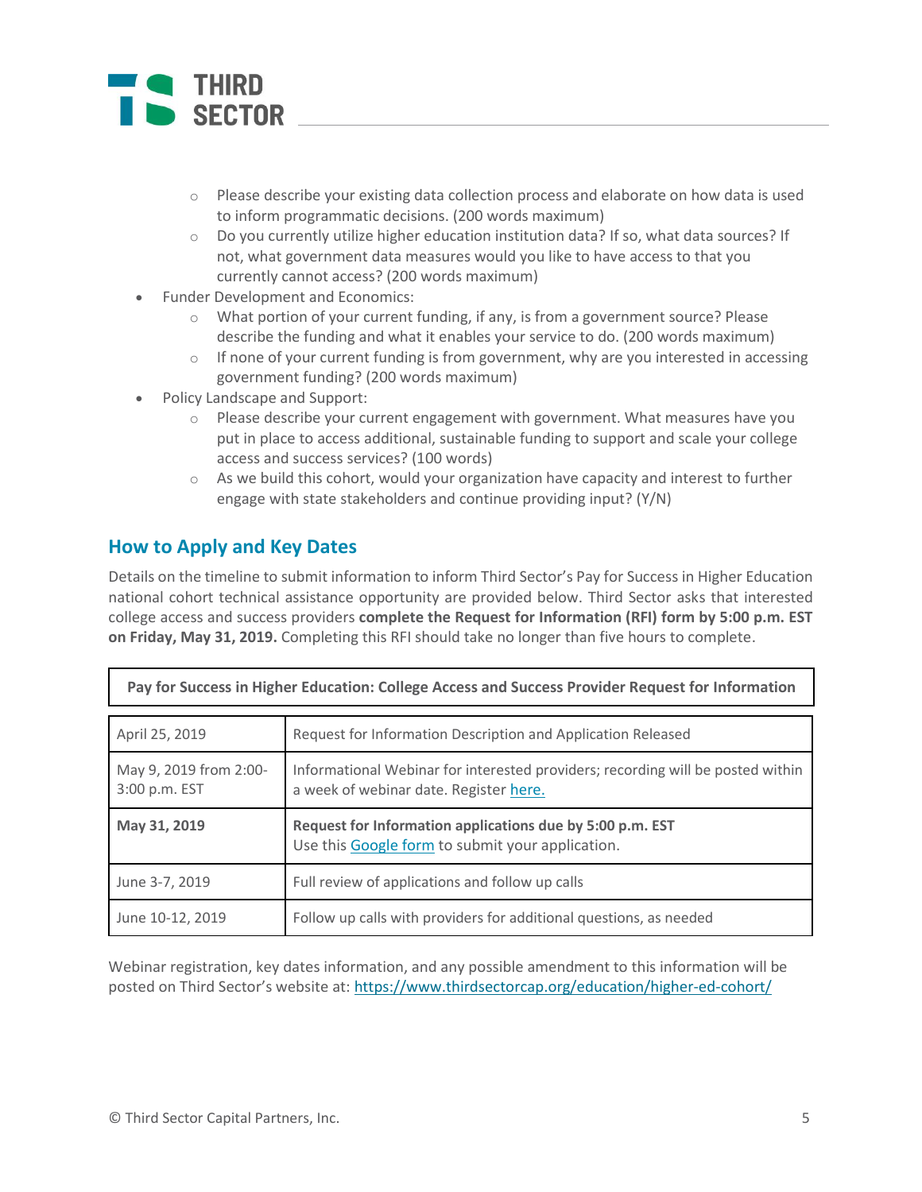- Please describe your existing data collection process and elaborate on how data is used to inform programmatic decisions. (200 words maximum)
  - Do you currently utilize higher education institution data? If so, what data sources? If not, what government data measures would you like to have access to that you currently cannot access? (200 words maximum)
- Funder Development and Economics:
  - What portion of your current funding, if any, is from a government source? Please describe the funding and what it enables your service to do. (200 words maximum)
  - If none of your current funding is from government, why are you interested in accessing government funding? (200 words maximum)
- Policy Landscape and Support:
  - Please describe your current engagement with government. What measures have you put in place to access additional, sustainable funding to support and scale your college access and success services? (100 words)
  - As we build this cohort, would your organization have capacity and interest to further engage with state stakeholders and continue providing input? (Y/N)

## How to Apply and Key Dates

Details on the timeline to submit information to inform Third Sector's Pay for Success in Higher Education national cohort technical assistance opportunity are provided below. Third Sector asks that interested college access and success providers **complete the Request for Information (RFI) form by 5:00 p.m. EST on Friday, May 31, 2019.** Completing this RFI should take no longer than five hours to complete.

| Pay for Success in Higher Education: College Access and Success Provider Request for Information | |
|---|---|
| April 25, 2019 | Request for Information Description and Application Released |
| May 9, 2019 from 2:00-3:00 p.m. EST | Informational Webinar for interested providers; recording will be posted within a week of webinar date. Register here. |
| **May 31, 2019** | **Request for Information applications due by 5:00 p.m. EST** Use this Google form to submit your application. |
| June 3-7, 2019 | Full review of applications and follow up calls |
| June 10-12, 2019 | Follow up calls with providers for additional questions, as needed |

Webinar registration, key dates information, and any possible amendment to this information will be posted on Third Sector's website at: https://www.thirdsectorcap.org/education/higher-ed-cohort/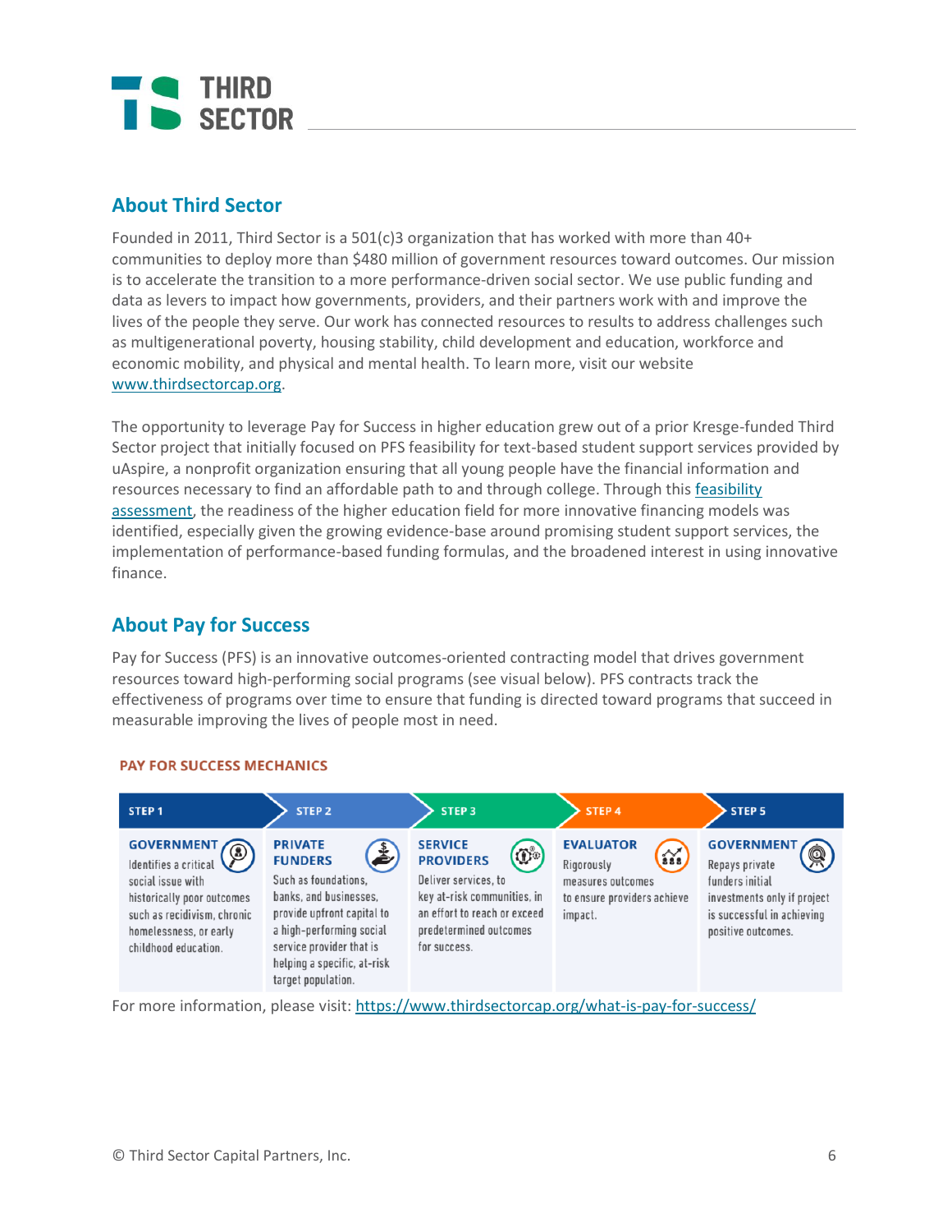## About Third Sector

Founded in 2011, Third Sector is a 501(c)3 organization that has worked with more than 40+ communities to deploy more than $480 million of government resources toward outcomes. Our mission is to accelerate the transition to a more performance-driven social sector. We use public funding and data as levers to impact how governments, providers, and their partners work with and improve the lives of the people they serve. Our work has connected resources to results to address challenges such as multigenerational poverty, housing stability, child development and education, workforce and economic mobility, and physical and mental health. To learn more, visit our website [www.thirdsectorcap.org](http://www.thirdsectorcap.org).

The opportunity to leverage Pay for Success in higher education grew out of a prior Kresge-funded Third Sector project that initially focused on PFS feasibility for text-based student support services provided by uAspire, a nonprofit organization ensuring that all young people have the financial information and resources necessary to find an affordable path to and through college. Through this feasibility assessment, the readiness of the higher education field for more innovative financing models was identified, especially given the growing evidence-base around promising student support services, the implementation of performance-based funding formulas, and the broadened interest in using innovative finance.

## About Pay for Success

Pay for Success (PFS) is an innovative outcomes-oriented contracting model that drives government resources toward high-performing social programs (see visual below). PFS contracts track the effectiveness of programs over time to ensure that funding is directed toward programs that succeed in measurable improving the lives of people most in need.

**PAY FOR SUCCESS MECHANICS**

| STEP 1 | STEP 2 | STEP 3 | STEP 4 | STEP 5 |
|---|---|---|---|---|
| **GOVERNMENT** Identifies a critical social issue with historically poor outcomes such as recidivism, chronic homelessness, or early childhood education. | **PRIVATE FUNDERS** Such as foundations, banks, and businesses, provide upfront capital to a high-performing social service provider that is helping a specific, at-risk target population. | **SERVICE PROVIDERS** Deliver services, to key at-risk communities, in an effort to reach or exceed predetermined outcomes for success. | **EVALUATOR** Rigorously measures outcomes to ensure providers achieve impact. | **GOVERNMENT** Repays private funders initial investments only if project is successful in achieving positive outcomes. |

For more information, please visit: [https://www.thirdsectorcap.org/what-is-pay-for-success/](https://www.thirdsectorcap.org/what-is-pay-for-success/)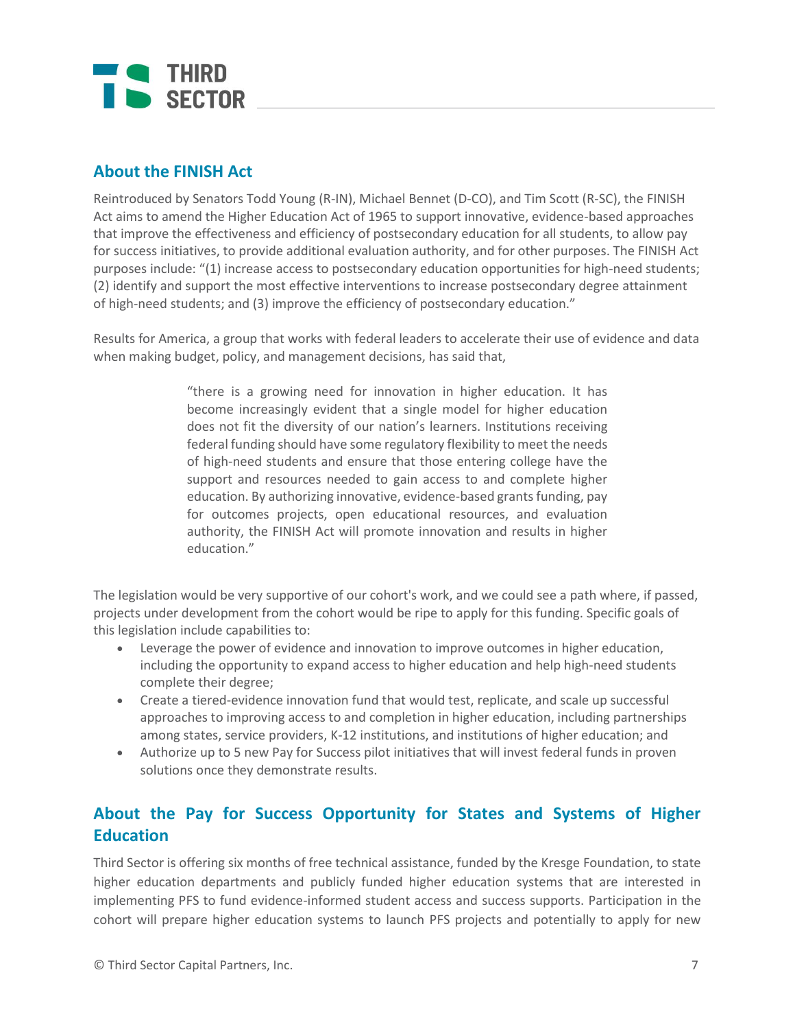## About the FINISH Act

Reintroduced by Senators Todd Young (R-IN), Michael Bennet (D-CO), and Tim Scott (R-SC), the FINISH Act aims to amend the Higher Education Act of 1965 to support innovative, evidence-based approaches that improve the effectiveness and efficiency of postsecondary education for all students, to allow pay for success initiatives, to provide additional evaluation authority, and for other purposes. The FINISH Act purposes include: "(1) increase access to postsecondary education opportunities for high-need students; (2) identify and support the most effective interventions to increase postsecondary degree attainment of high-need students; and (3) improve the efficiency of postsecondary education."

Results for America, a group that works with federal leaders to accelerate their use of evidence and data when making budget, policy, and management decisions, has said that,

> "there is a growing need for innovation in higher education. It has become increasingly evident that a single model for higher education does not fit the diversity of our nation's learners. Institutions receiving federal funding should have some regulatory flexibility to meet the needs of high-need students and ensure that those entering college have the support and resources needed to gain access to and complete higher education. By authorizing innovative, evidence-based grants funding, pay for outcomes projects, open educational resources, and evaluation authority, the FINISH Act will promote innovation and results in higher education."

The legislation would be very supportive of our cohort's work, and we could see a path where, if passed, projects under development from the cohort would be ripe to apply for this funding. Specific goals of this legislation include capabilities to:

- Leverage the power of evidence and innovation to improve outcomes in higher education, including the opportunity to expand access to higher education and help high-need students complete their degree;
- Create a tiered-evidence innovation fund that would test, replicate, and scale up successful approaches to improving access to and completion in higher education, including partnerships among states, service providers, K-12 institutions, and institutions of higher education; and
- Authorize up to 5 new Pay for Success pilot initiatives that will invest federal funds in proven solutions once they demonstrate results.

## About the Pay for Success Opportunity for States and Systems of Higher Education

Third Sector is offering six months of free technical assistance, funded by the Kresge Foundation, to state higher education departments and publicly funded higher education systems that are interested in implementing PFS to fund evidence-informed student access and success supports. Participation in the cohort will prepare higher education systems to launch PFS projects and potentially to apply for new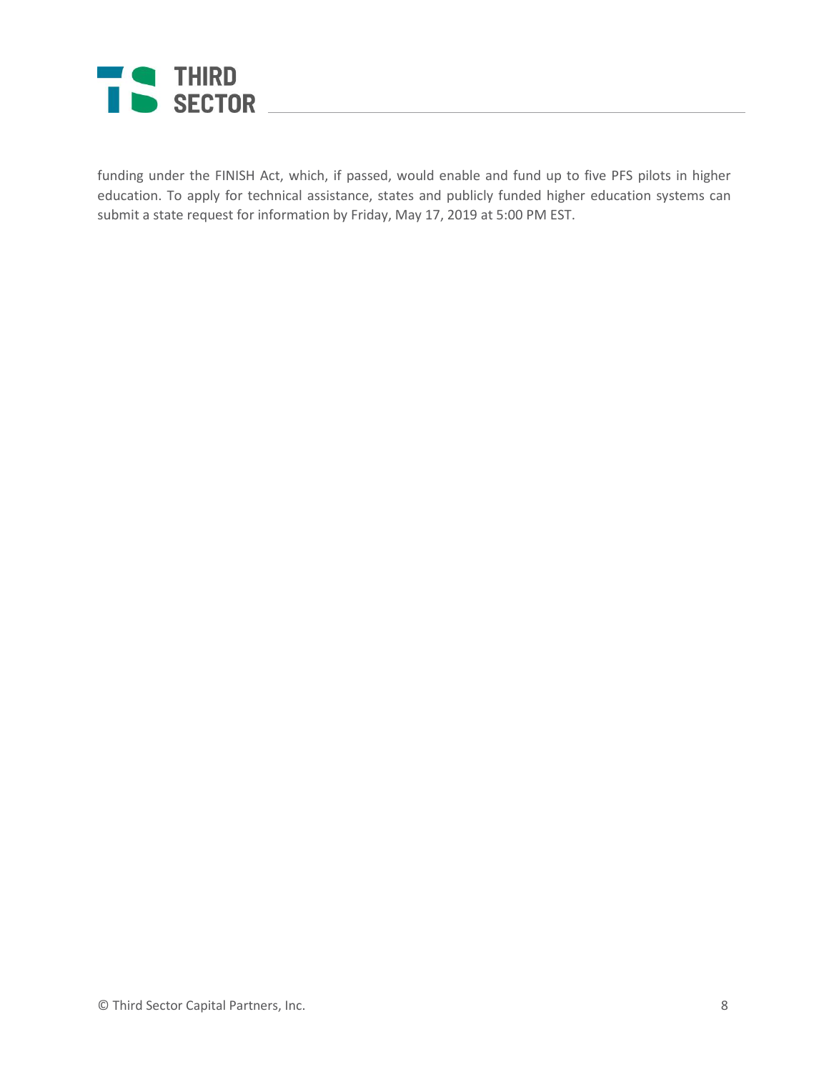funding under the FINISH Act, which, if passed, would enable and fund up to five PFS pilots in higher education. To apply for technical assistance, states and publicly funded higher education systems can submit a state request for information by Friday, May 17, 2019 at 5:00 PM EST.